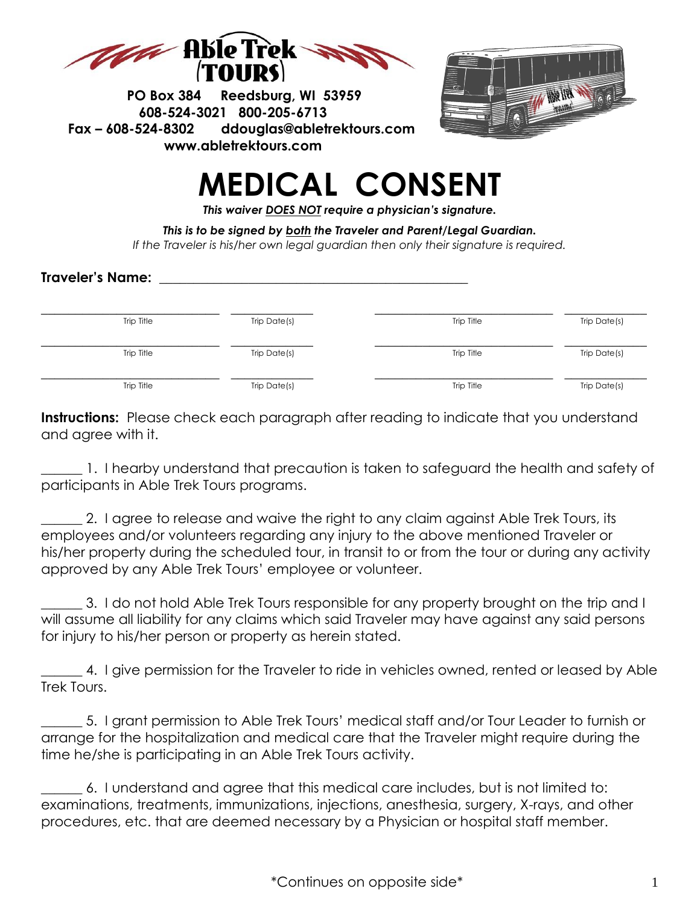**Able Trek TOURS**

**PO Box 384 Reedsburg, WI 53959**
**608-524-3021 800-205-6713**
**Fax – 608-524-8302 ddouglas@abletrektours.com**
**www.abletrektours.com**

# MEDICAL CONSENT

***This waiver DOES NOT require a physician's signature.***

***This is to be signed by both the Traveler and Parent/Legal Guardian.***
*If the Traveler is his/her own legal guardian then only their signature is required.*

**Traveler's Name:** ______________________________________________

| Trip Title | Trip Date(s) | Trip Title | Trip Date(s) |
|---|---|---|---|
| | | | |
| | | | |
| | | | |

**Instructions:** Please check each paragraph after reading to indicate that you understand and agree with it.

______ 1. I hearby understand that precaution is taken to safeguard the health and safety of participants in Able Trek Tours programs.

______ 2. I agree to release and waive the right to any claim against Able Trek Tours, its employees and/or volunteers regarding any injury to the above mentioned Traveler or his/her property during the scheduled tour, in transit to or from the tour or during any activity approved by any Able Trek Tours' employee or volunteer.

______ 3. I do not hold Able Trek Tours responsible for any property brought on the trip and I will assume all liability for any claims which said Traveler may have against any said persons for injury to his/her person or property as herein stated.

______ 4. I give permission for the Traveler to ride in vehicles owned, rented or leased by Able Trek Tours.

______ 5. I grant permission to Able Trek Tours' medical staff and/or Tour Leader to furnish or arrange for the hospitalization and medical care that the Traveler might require during the time he/she is participating in an Able Trek Tours activity.

______ 6. I understand and agree that this medical care includes, but is not limited to: examinations, treatments, immunizations, injections, anesthesia, surgery, X-rays, and other procedures, etc. that are deemed necessary by a Physician or hospital staff member.

*Continues on opposite side*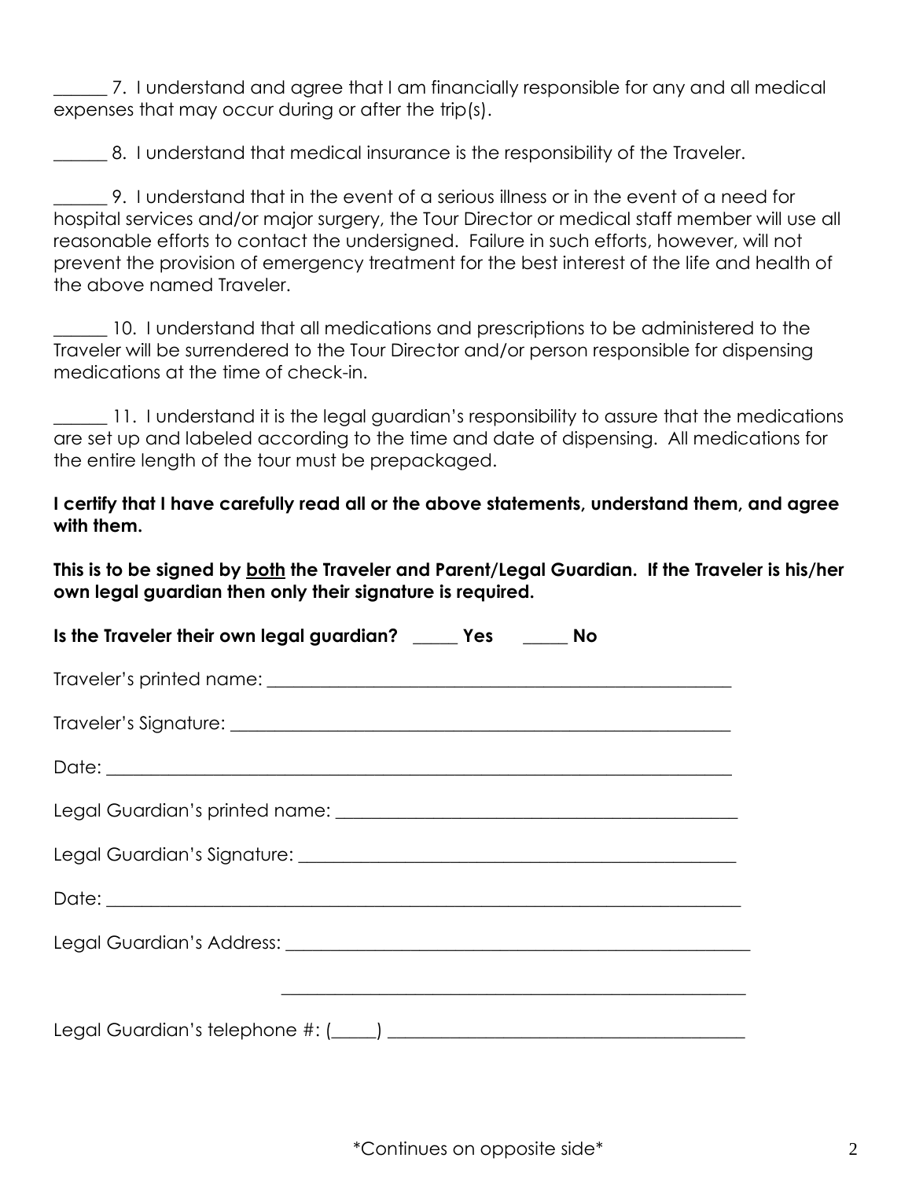______ 7. I understand and agree that I am financially responsible for any and all medical expenses that may occur during or after the trip(s).

______ 8. I understand that medical insurance is the responsibility of the Traveler.

______ 9. I understand that in the event of a serious illness or in the event of a need for hospital services and/or major surgery, the Tour Director or medical staff member will use all reasonable efforts to contact the undersigned. Failure in such efforts, however, will not prevent the provision of emergency treatment for the best interest of the life and health of the above named Traveler.

______ 10. I understand that all medications and prescriptions to be administered to the Traveler will be surrendered to the Tour Director and/or person responsible for dispensing medications at the time of check-in.

______ 11. I understand it is the legal guardian's responsibility to assure that the medications are set up and labeled according to the time and date of dispensing. All medications for the entire length of the tour must be prepackaged.

**I certify that I have carefully read all or the above statements, understand them, and agree with them.**

**This is to be signed by <u>both</u> the Traveler and Parent/Legal Guardian. If the Traveler is his/her own legal guardian then only their signature is required.**

**Is the Traveler their own legal guardian? _____ Yes _____ No**

Traveler's printed name: ____________________________________________________

Traveler's Signature: _______________________________________________________

Date: ____________________________________________________________________

Legal Guardian's printed name: _______________________________________________

Legal Guardian's Signature: __________________________________________________

Date: ____________________________________________________________________

Legal Guardian's Address: ____________________________________________________

____________________________________________________

Legal Guardian's telephone #: (_____) ________________________________________

*Continues on opposite side*